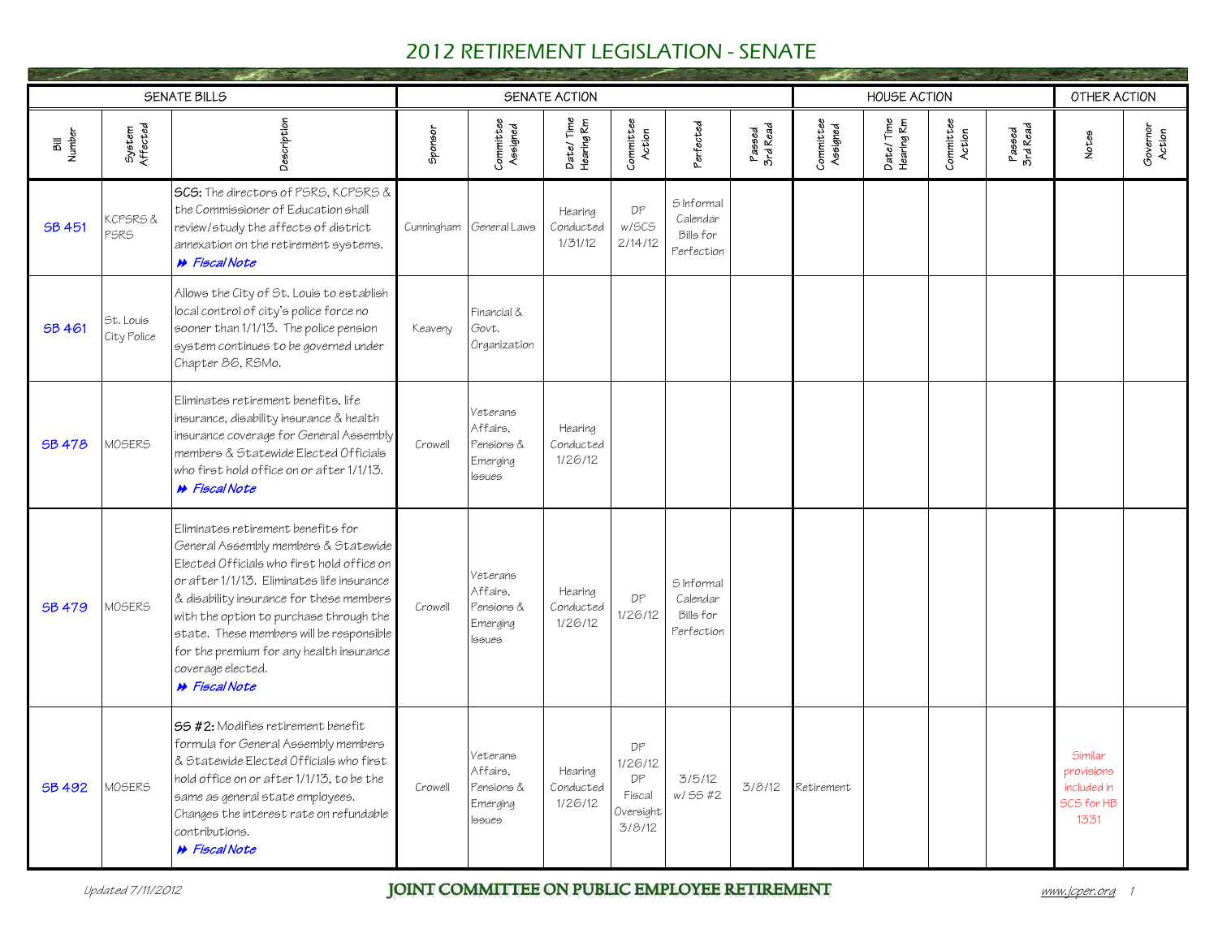# 2012 RETIREMENT LEGISLATION - SENATE

| SENATE BILLS | | | SENATE ACTION | | | | | | HOUSE ACTION | | | | OTHER ACTION | |
|---|---|---|---|---|---|---|---|---|---|---|---|---|---|---|
| Bill Number | System Affected | Description | Sponsor | Committee Assigned | Date/Time Hearing Rm | Committee Action | Perfected | Passed 3rd Read | Committee Assigned | Date/Time Hearing Rm | Committee Action | Passed 3rd Read | Notes | Governor Action |
| SB 451 | KCPSRS & PSRS | **SCS:** The directors of PSRS, KCPSRS & the Commissioner of Education shall review/study the affects of district annexation on the retirement systems. *Fiscal Note* | Cunningham | General Laws | Hearing Conducted 1/31/12 | DP w/SCS 2/14/12 | S Informal Calendar Bills for Perfection | | | | | | | |
| SB 461 | St. Louis City Police | Allows the City of St. Louis to establish local control of city's police force no sooner than 1/1/13. The police pension system continues to be governed under Chapter 86, RSMo. | Keaveny | Financial & Govt. Organization | | | | | | | | | | |
| SB 478 | MOSERS | Eliminates retirement benefits, life insurance, disability insurance & health insurance coverage for General Assembly members & Statewide Elected Officials who first hold office on or after 1/1/13. *Fiscal Note* | Crowell | Veterans Affairs, Pensions & Emerging Issues | Hearing Conducted 1/26/12 | | | | | | | | | |
| SB 479 | MOSERS | Eliminates retirement benefits for General Assembly members & Statewide Elected Officials who first hold office on or after 1/1/13. Eliminates life insurance & disability insurance for these members with the option to purchase through the state. These members will be responsible for the premium for any health insurance coverage elected. *Fiscal Note* | Crowell | Veterans Affairs, Pensions & Emerging Issues | Hearing Conducted 1/26/12 | DP 1/26/12 | S Informal Calendar Bills for Perfection | | | | | | | |
| SB 492 | MOSERS | **SS #2:** Modifies retirement benefit formula for General Assembly members & Statewide Elected Officials who first hold office on or after 1/1/13, to be the same as general state employees. Changes the interest rate on refundable contributions. *Fiscal Note* | Crowell | Veterans Affairs, Pensions & Emerging Issues | Hearing Conducted 1/26/12 | DP 1/26/12 DP Fiscal Oversight 3/8/12 | 3/5/12 w/ SS #2 | 3/8/12 | Retirement | | | | Similar provisions included in SCS for HB 1331 | |

Updated 7/11/2012 — JOINT COMMITTEE ON PUBLIC EMPLOYEE RETIREMENT — www.jcper.org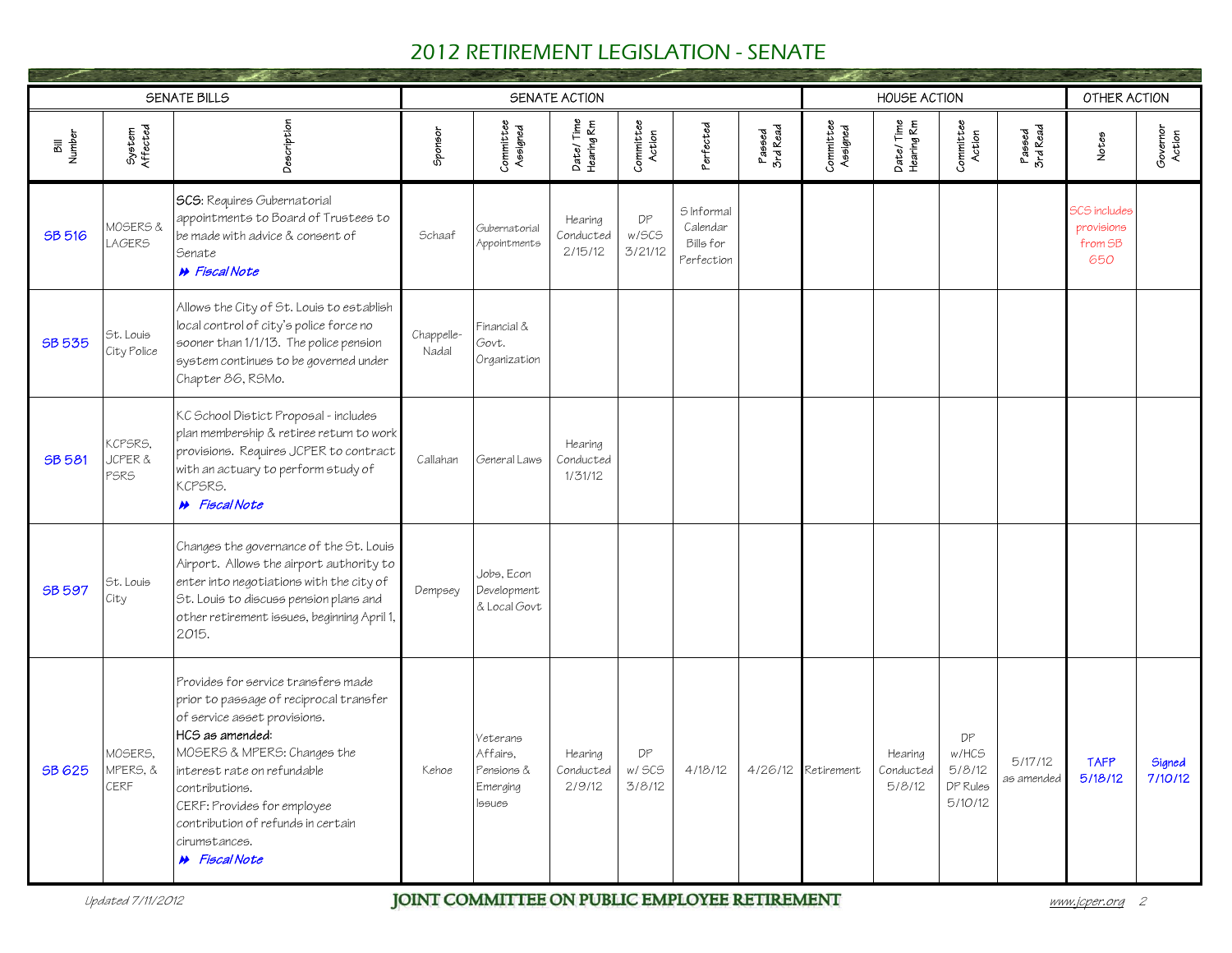# 2012 RETIREMENT LEGISLATION - SENATE

| SENATE BILLS | | | SENATE ACTION | | | | | | HOUSE ACTION | | | | OTHER ACTION | |
|---|---|---|---|---|---|---|---|---|---|---|---|---|---|---|
| Bill Number | System Affected | Description | Sponsor | Committee Assigned | Date/Time Hearing Rm | Committee Action | Perfected | Passed 3rd Read | Committee Assigned | Date/Time Hearing Rm | Committee Action | Passed 3rd Read | Notes | Governor Action |
| SB 516 | MOSERS & LAGERS | **SCS**: Requires Gubernatorial appointments to Board of Trustees to be made with advice & consent of Senate *Fiscal Note* | Schaaf | Gubernatorial Appointments | Hearing Conducted 2/15/12 | DP w/SCS 3/21/12 | S Informal Calendar Bills for Perfection | | | | | | SCS includes provisions from SB 650 | |
| SB 535 | St. Louis City Police | Allows the City of St. Louis to establish local control of city's police force no sooner than 1/1/13. The police pension system continues to be governed under Chapter 86, RSMo. | Chappelle-Nadal | Financial & Govt. Organization | | | | | | | | | | |
| SB 581 | KCPSRS, JCPER & PSRS | KC School Distict Proposal - includes plan membership & retiree return to work provisions. Requires JCPER to contract with an actuary to perform study of KCPSRS. *Fiscal Note* | Callahan | General Laws | Hearing Conducted 1/31/12 | | | | | | | | | |
| SB 597 | St. Louis City | Changes the governance of the St. Louis Airport. Allows the airport authority to enter into negotiations with the city of St. Louis to discuss pension plans and other retirement issues, beginning April 1, 2015. | Dempsey | Jobs, Econ Development & Local Govt | | | | | | | | | | |
| SB 625 | MOSERS, MPERS, & CERF | Provides for service transfers made prior to passage of reciprocal transfer of service asset provisions. **HCS as amended:** MOSERS & MPERS: Changes the interest rate on refundable contributions. CERF: Provides for employee contribution of refunds in certain cirumstances. *Fiscal Note* | Kehoe | Veterans Affairs, Pensions & Emerging Issues | Hearing Conducted 2/9/12 | DP w/ SCS 3/8/12 | 4/18/12 | 4/26/12 | Retirement | Hearing Conducted 5/8/12 | DP w/HCS 5/8/12 DP Rules 5/10/12 | 5/17/12 as amended | TAFP 5/18/12 | Signed 7/10/12 |

Updated 7/11/2012

JOINT COMMITTEE ON PUBLIC EMPLOYEE RETIREMENT

www.jcper.org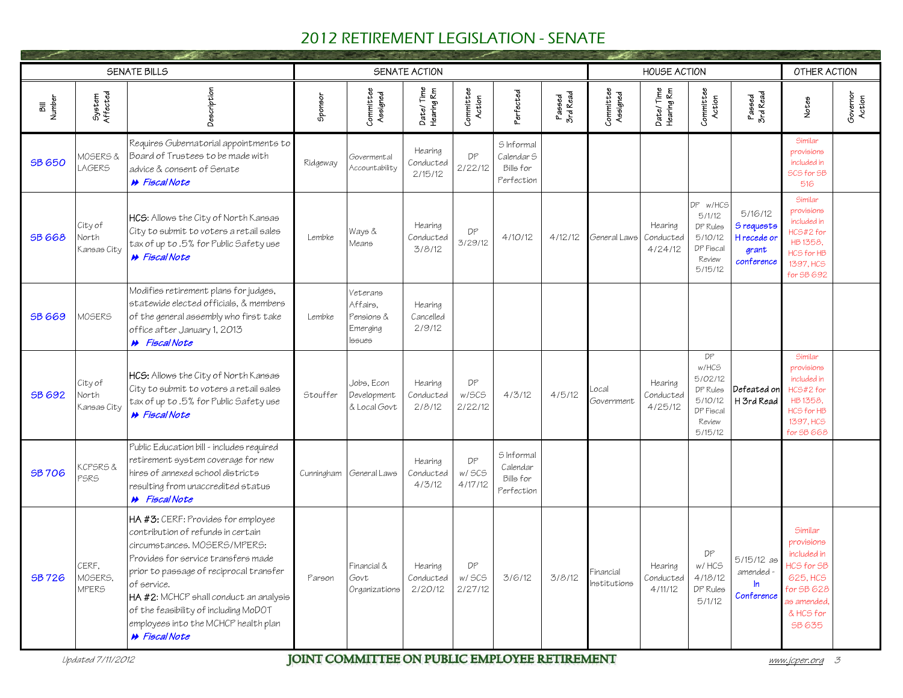# 2012 RETIREMENT LEGISLATION - SENATE

| SENATE BILLS | | | SENATE ACTION | | | | | | HOUSE ACTION | | | | OTHER ACTION | |
|---|---|---|---|---|---|---|---|---|---|---|---|---|---|---|
| Bill Number | System Affected | Description | Sponsor | Committee Assigned | Date/Time Hearing Rm | Committee Action | Perfected | Passed 3rd Read | Committee Assigned | Date/Time Hearing Rm | Committee Action | Passed 3rd Read | Notes | Governor Action |
| SB 650 | MOSERS & LAGERS | Requires Gubernatorial appointments to Board of Trustees to be made with advice & consent of Senate ⏩ *Fiscal Note* | Ridgeway | Govermental Accountability | Hearing Conducted 2/15/12 | DP 2/22/12 | S Informal Calendar S Bills for Perfection | | | | | | Similar provisions included in SCS for SB 516 | |
| SB 668 | City of North Kansas City | **HCS:** Allows the City of North Kansas City to submit to voters a retail sales tax of up to .5% for Public Safety use ⏩ *Fiscal Note* | Lembke | Ways & Means | Hearing Conducted 3/8/12 | DP 3/29/12 | 4/10/12 | 4/12/12 | General Laws | Hearing Conducted 4/24/12 | DP w/HCS 5/1/12 DP Rules 5/10/12 DP Fiscal Review 5/15/12 | 5/16/12 S requests H recede or grant conference | Similar provisions included in HCS#2 for HB 1358, HCS for HB 1397, HCS for SB 692 | |
| SB 669 | MOSERS | Modifies retirement plans for judges, statewide elected officials, & members of the general assembly who first take office after January 1, 2013 ⏩ *Fiscal Note* | Lembke | Veterans Affairs, Pensions & Emerging Issues | Hearing Cancelled 2/9/12 | | | | | | | | | |
| SB 692 | City of North Kansas City | **HCS:** Allows the City of North Kansas City to submit to voters a retail sales tax of up to .5% for Public Safety use ⏩ *Fiscal Note* | Stouffer | Jobs, Econ Development & Local Govt | Hearing Conducted 2/8/12 | DP w/SCS 2/22/12 | 4/3/12 | 4/5/12 | Local Government | Hearing Conducted 4/25/12 | DP w/HCS 5/02/12 DP Rules 5/10/12 DP Fiscal Review 5/15/12 | Defeated on H 3rd Read | Similar provisions included in HCS#2 for HB 1358, HCS for HB 1397, HCS for SB 668 | |
| SB 706 | KCPSRS & PSRS | Public Education bill - includes required retirement system coverage for new hires of annexed school districts resulting from unaccredited status ⏩ *Fiscal Note* | Cunningham | General Laws | Hearing Conducted 4/3/12 | DP w/ SCS 4/17/12 | S Informal Calendar Bills for Perfection | | | | | | | |
| SB 726 | CERF, MOSERS, MPERS | **HA #3:** CERF: Provides for employee contribution of refunds in certain circumstances. MOSERS/MPERS: Provides for service transfers made prior to passage of reciprocal transfer of service. **HA #2:** MCHCP shall conduct an analysis of the feasibility of including MoDOT employees into the MCHCP health plan ⏩ *Fiscal Note* | Parson | Financial & Govt Organizations | Hearing Conducted 2/20/12 | DP w/ SCS 2/27/12 | 3/6/12 | 3/8/12 | Financial Institutions | Hearing Conducted 4/11/12 | DP w/ HCS 4/18/12 DP Rules 5/1/12 | 5/15/12 as amended - In Conference | Similar provisions included in HCS for SB 625, HCS for SB 628 as amended, & HCS for SB 635 | |

*Updated 7/11/2012* JOINT COMMITTEE ON PUBLIC EMPLOYEE RETIREMENT www.jcper.org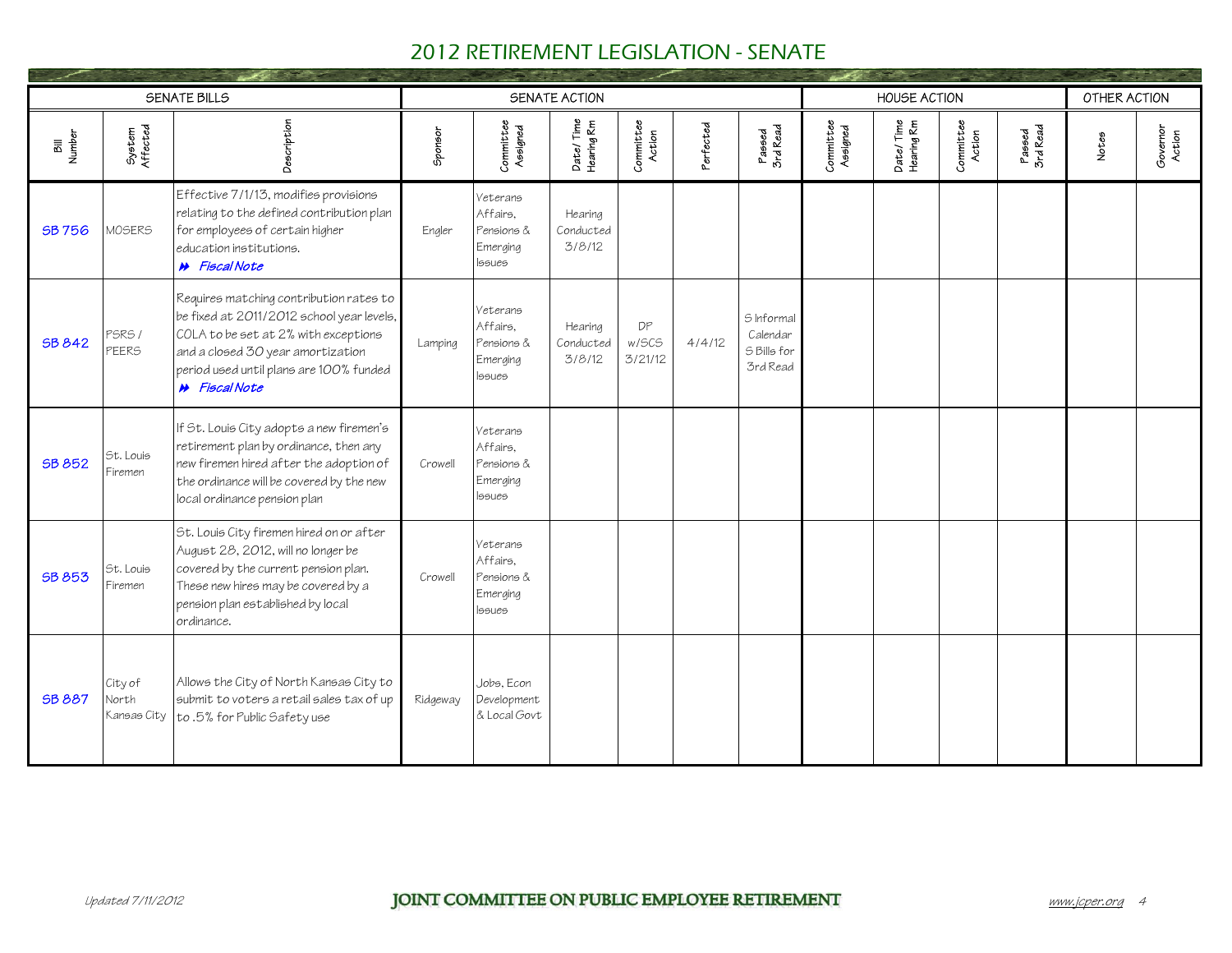# 2012 RETIREMENT LEGISLATION - SENATE

| SENATE BILLS | | | SENATE ACTION | | | | | | HOUSE ACTION | | | | OTHER ACTION | |
|---|---|---|---|---|---|---|---|---|---|---|---|---|---|---|
| Bill Number | System Affected | Description | Sponsor | Committee Assigned | Date/Time Hearing Rm | Committee Action | Perfected | Passed 3rd Read | Committee Assigned | Date/Time Hearing Rm | Committee Action | Passed 3rd Read | Notes | Governor Action |
| SB 756 | MOSERS | Effective 7/1/13, modifies provisions relating to the defined contribution plan for employees of certain higher education institutions. *Fiscal Note* | Engler | Veterans Affairs, Pensions & Emerging Issues | Hearing Conducted 3/8/12 | | | | | | | | | |
| SB 842 | PSRS / PEERS | Requires matching contribution rates to be fixed at 2011/2012 school year levels, COLA to be set at 2% with exceptions and a closed 30 year amortization period used until plans are 100% funded *Fiscal Note* | Lamping | Veterans Affairs, Pensions & Emerging Issues | Hearing Conducted 3/8/12 | DP w/SCS 3/21/12 | 4/4/12 | S Informal Calendar S Bills for 3rd Read | | | | | | |
| SB 852 | St. Louis Firemen | If St. Louis City adopts a new firemen's retirement plan by ordinance, then any new firemen hired after the adoption of the ordinance will be covered by the new local ordinance pension plan | Crowell | Veterans Affairs, Pensions & Emerging Issues | | | | | | | | | | |
| SB 853 | St. Louis Firemen | St. Louis City firemen hired on or after August 28, 2012, will no longer be covered by the current pension plan. These new hires may be covered by a pension plan established by local ordinance. | Crowell | Veterans Affairs, Pensions & Emerging Issues | | | | | | | | | | |
| SB 887 | City of North Kansas City | Allows the City of North Kansas City to submit to voters a retail sales tax of up to .5% for Public Safety use | Ridgeway | Jobs, Econ Development & Local Govt | | | | | | | | | | |

Updated 7/11/2012 — JOINT COMMITTEE ON PUBLIC EMPLOYEE RETIREMENT — www.jcper.org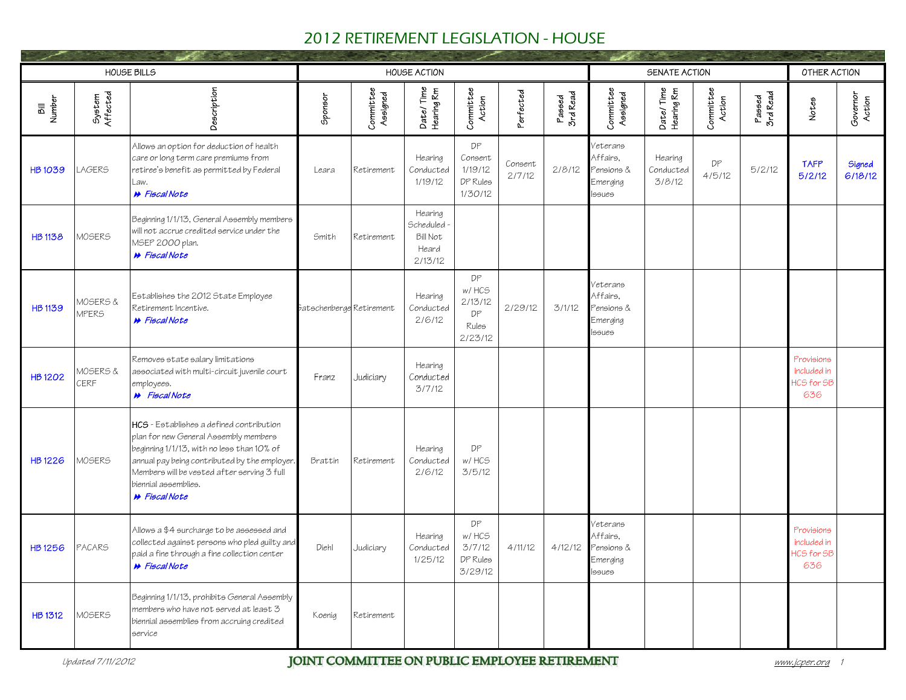# 2012 RETIREMENT LEGISLATION - HOUSE

| HOUSE BILLS | | | HOUSE ACTION | | | | | | | SENATE ACTION | | | | OTHER ACTION | |
|---|---|---|---|---|---|---|---|---|---|---|---|---|---|---|---|
| Bill Number | System Affected | Description | Sponsor | Committee Assigned | Date/Time Hearing Rm | Committee Action | Perfected | Passed 3rd Read | Committee Assigned | Date/Time Hearing Rm | Committee Action | Passed 3rd Read | Notes | Governor Action |
| HB 1039 | LAGERS | Allows an option for deduction of health care or long term care premiums from retiree's benefit as permitted by Federal Law. ⏩ Fiscal Note | Leara | Retirement | Hearing Conducted 1/19/12 | DP Consent 1/19/12 DP Rules 1/30/12 | Consent 2/7/12 | 2/8/12 | Veterans Affairs, Pensions & Emerging Issues | Hearing Conducted 3/8/12 | DP 4/5/12 | 5/2/12 | TAFP 5/2/12 | Signed 6/18/12 |
| HB 1138 | MOSERS | Beginning 1/1/13, General Assembly members will not accrue credited service under the MSEP 2000 plan. ⏩ Fiscal Note | Smith | Retirement | Hearing Scheduled - Bill Not Heard 2/13/12 | | | | | | | | | |
| HB 1139 | MOSERS & MPERS | Establishes the 2012 State Employee Retirement Incentive. ⏩ Fiscal Note | Gatschenberger | Retirement | Hearing Conducted 2/6/12 | DP w/ HCS 2/13/12 DP Rules 2/23/12 | 2/29/12 | 3/1/12 | Veterans Affairs, Pensions & Emerging Issues | | | | | |
| HB 1202 | MOSERS & CERF | Removes state salary limitations associated with multi-circuit juvenile court employees. ⏩ Fiscal Note | Franz | Judiciary | Hearing Conducted 3/7/12 | | | | | | | | Provisions included in HCS for SB 636 | |
| HB 1226 | MOSERS | **HCS** - Establishes a defined contribution plan for new General Assembly members beginning 1/1/13, with no less than 10% of annual pay being contributed by the employer. Members will be vested after serving 3 full biennial assemblies. ⏩ Fiscal Note | Brattin | Retirement | Hearing Conducted 2/6/12 | DP w/ HCS 3/5/12 | | | | | | | | |
| HB 1256 | PACARS | Allows a $4 surcharge to be assessed and collected against persons who pled guilty and paid a fine through a fine collection center ⏩ Fiscal Note | Diehl | Judiciary | Hearing Conducted 1/25/12 | DP w/ HCS 3/7/12 DP Rules 3/29/12 | 4/11/12 | 4/12/12 | Veterans Affairs, Pensions & Emerging Issues | | | | Provisions included in HCS for SB 636 | |
| HB 1312 | MOSERS | Beginning 1/1/13, prohibits General Assembly members who have not served at least 3 biennial assemblies from accruing credited service | Koenig | Retirement | | | | | | | | | | |

Updated 7/11/2012

JOINT COMMITTEE ON PUBLIC EMPLOYEE RETIREMENT

www.jcper.org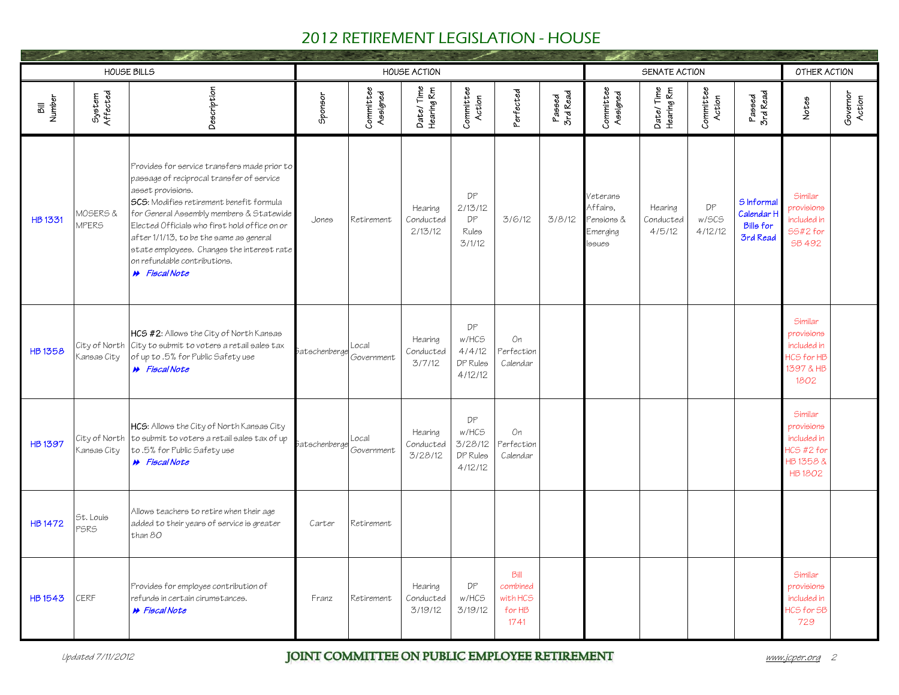# 2012 RETIREMENT LEGISLATION - HOUSE

| HOUSE BILLS | | | HOUSE ACTION | | | | | | SENATE ACTION | | | | OTHER ACTION | |
|---|---|---|---|---|---|---|---|---|---|---|---|---|---|---|
| Bill Number | System Affected | Description | Sponsor | Committee Assigned | Date/Time Hearing Rm | Committee Action | Perfected | Passed 3rd Read | Committee Assigned | Date/Time Hearing Rm | Committee Action | Passed 3rd Read | Notes | Governor Action |
| HB 1331 | MOSERS & MPERS | Provides for service transfers made prior to passage of reciprocal transfer of service asset provisions. **SCS**: Modifies retirement benefit formula for General Assembly members & Statewide Elected Officials who first hold office on or after 1/1/13, to be the same as general state employees. Changes the interest rate on refundable contributions. *Fiscal Note* | Jones | Retirement | Hearing Conducted 2/13/12 | DP 2/13/12 DP Rules 3/1/12 | 3/6/12 | 3/8/12 | Veterans Affairs, Pensions & Emerging Issues | Hearing Conducted 4/5/12 | DP w/SCS 4/12/12 | S Informal Calendar H Bills for 3rd Read | Similar provisions included in SS#2 for SB 492 | |
| HB 1358 | City of North Kansas City | **HCS #2**: Allows the City of North Kansas City to submit to voters a retail sales tax of up to .5% for Public Safety use *Fiscal Note* | Gatschenberger | Local Government | Hearing Conducted 3/7/12 | DP w/HCS 4/4/12 DP Rules 4/12/12 | On Perfection Calendar | | | | | | Similar provisions included in HCS for HB 1397 & HB 1802 | |
| HB 1397 | City of North Kansas City | **HCS**: Allows the City of North Kansas City to submit to voters a retail sales tax of up to .5% for Public Safety use *Fiscal Note* | Gatschenberger | Local Government | Hearing Conducted 3/28/12 | DP w/HCS 3/28/12 DP Rules 4/12/12 | On Perfection Calendar | | | | | | Similar provisions included in HCS #2 for HB 1358 & HB 1802 | |
| HB 1472 | St. Louis PSRS | Allows teachers to retire when their age added to their years of service is greater than 80 | Carter | Retirement | | | | | | | | | | |
| HB 1543 | CERF | Provides for employee contribution of refunds in certain cirumstances. *Fiscal Note* | Franz | Retirement | Hearing Conducted 3/19/12 | DP w/HCS 3/19/12 | Bill combined with HCS for HB 1741 | | | | | | Similar provisions included in HCS for SB 729 | |

*Updated 7/11/2012* JOINT COMMITTEE ON PUBLIC EMPLOYEE RETIREMENT www.jcper.org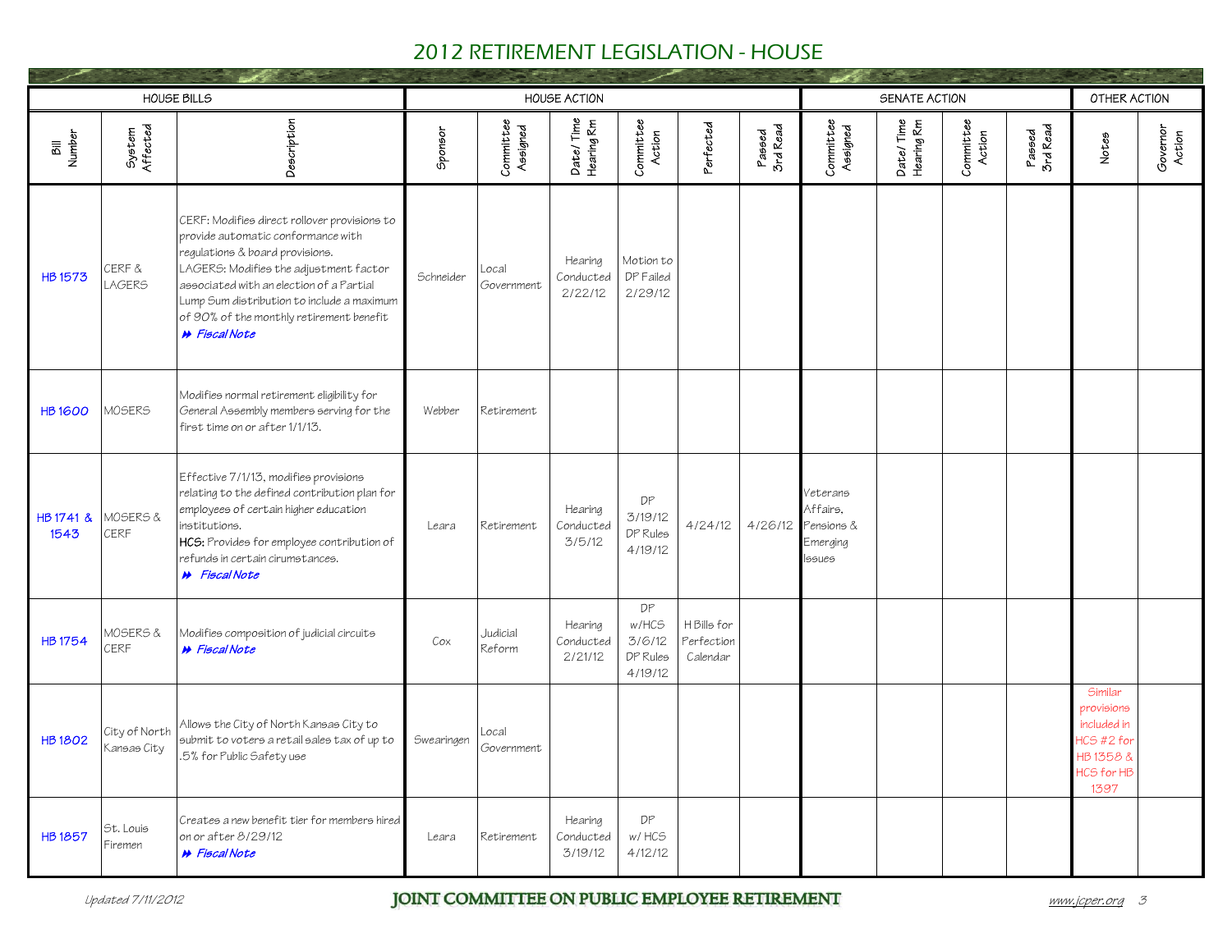# 2012 RETIREMENT LEGISLATION - HOUSE

| HOUSE BILLS | | | HOUSE ACTION | | | | | | SENATE ACTION | | | | OTHER ACTION | |
|---|---|---|---|---|---|---|---|---|---|---|---|---|---|---|
| Bill Number | System Affected | Description | Sponsor | Committee Assigned | Date/Time Hearing Rm | Committee Action | Perfected | Passed 3rd Read | Committee Assigned | Date/Time Hearing Rm | Committee Action | Passed 3rd Read | Notes | Governor Action |
| HB 1573 | CERF & LAGERS | CERF: Modifies direct rollover provisions to provide automatic conformance with regulations & board provisions. LAGERS: Modifies the adjustment factor associated with an election of a Partial Lump Sum distribution to include a maximum of 90% of the monthly retirement benefit *Fiscal Note* | Schneider | Local Government | Hearing Conducted 2/22/12 | Motion to DP Failed 2/29/12 | | | | | | | | |
| HB 1600 | MOSERS | Modifies normal retirement eligibility for General Assembly members serving for the first time on or after 1/1/13. | Webber | Retirement | | | | | | | | | | |
| HB 1741 & 1543 | MOSERS & CERF | Effective 7/1/13, modifies provisions relating to the defined contribution plan for employees of certain higher education institutions. **HCS:** Provides for employee contribution of refunds in certain cirumstances. *Fiscal Note* | Leara | Retirement | Hearing Conducted 3/5/12 | DP 3/19/12 DP Rules 4/19/12 | 4/24/12 | 4/26/12 | Veterans Affairs, Pensions & Emerging Issues | | | | | |
| HB 1754 | MOSERS & CERF | Modifies composition of judicial circuits *Fiscal Note* | Cox | Judicial Reform | Hearing Conducted 2/21/12 | DP w/HCS 3/6/12 DP Rules 4/19/12 | H Bills for Perfection Calendar | | | | | | | |
| HB 1802 | City of North Kansas City | Allows the City of North Kansas City to submit to voters a retail sales tax of up to .5% for Public Safety use | Swearingen | Local Government | | | | | | | | | Similar provisions included in HCS #2 for HB 1358 & HCS for HB 1397 | |
| HB 1857 | St. Louis Firemen | Creates a new benefit tier for members hired on or after 8/29/12 *Fiscal Note* | Leara | Retirement | Hearing Conducted 3/19/12 | DP w/ HCS 4/12/12 | | | | | | | | |

*Updated 7/11/2012*

**JOINT COMMITTEE ON PUBLIC EMPLOYEE RETIREMENT**

www.jcper.org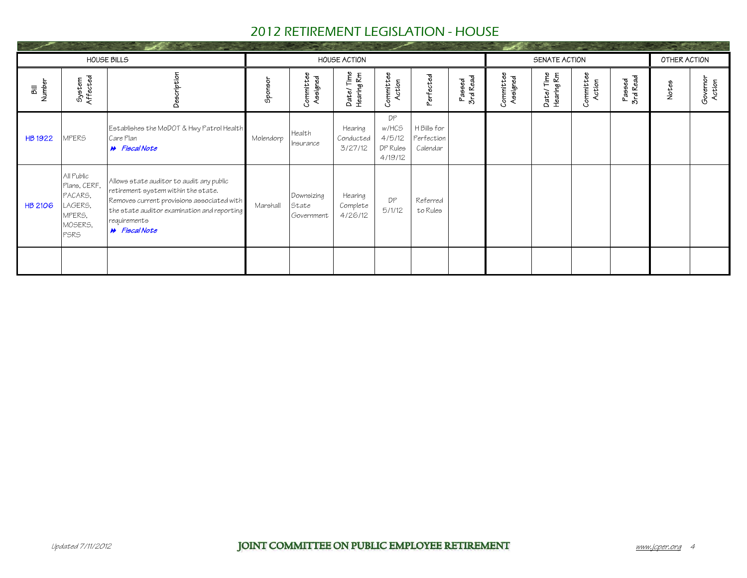# 2012 RETIREMENT LEGISLATION - HOUSE

| HOUSE BILLS | | | HOUSE ACTION | | | | | | SENATE ACTION | | | | OTHER ACTION | |
|---|---|---|---|---|---|---|---|---|---|---|---|---|---|---|
| Bill Number | System Affected | Description | Sponsor | Committee Assigned | Date/Time Hearing Rm | Committee Action | Perfected | Passed 3rd Read | Committee Assigned | Date/Time Hearing Rm | Committee Action | Passed 3rd Read | Notes | Governor Action |
| HB 1922 | MPERS | Establishes the MoDOT & Hwy Patrol Health Care Plan ⏩ *Fiscal Note* | Molendorp | Health Insurance | Hearing Conducted 3/27/12 | DP w/HCS 4/5/12 DP Rules 4/19/12 | H Bills for Perfection Calendar | | | | | | | |
| HB 2106 | All Public Plans, CERF, PACARS, LAGERS, MPERS, MOSERS, PSRS | Allows state auditor to audit any public retirement system within the state. Removes current provisions associated with the state auditor examination and reporting requirements ⏩ *Fiscal Note* | Marshall | Downsizing State Government | Hearing Complete 4/26/12 | DP 5/1/12 | Referred to Rules | | | | | | | |
| | | | | | | | | | | | | | | |

*Updated 7/11/2012*

**JOINT COMMITTEE ON PUBLIC EMPLOYEE RETIREMENT**

www.jcper.org